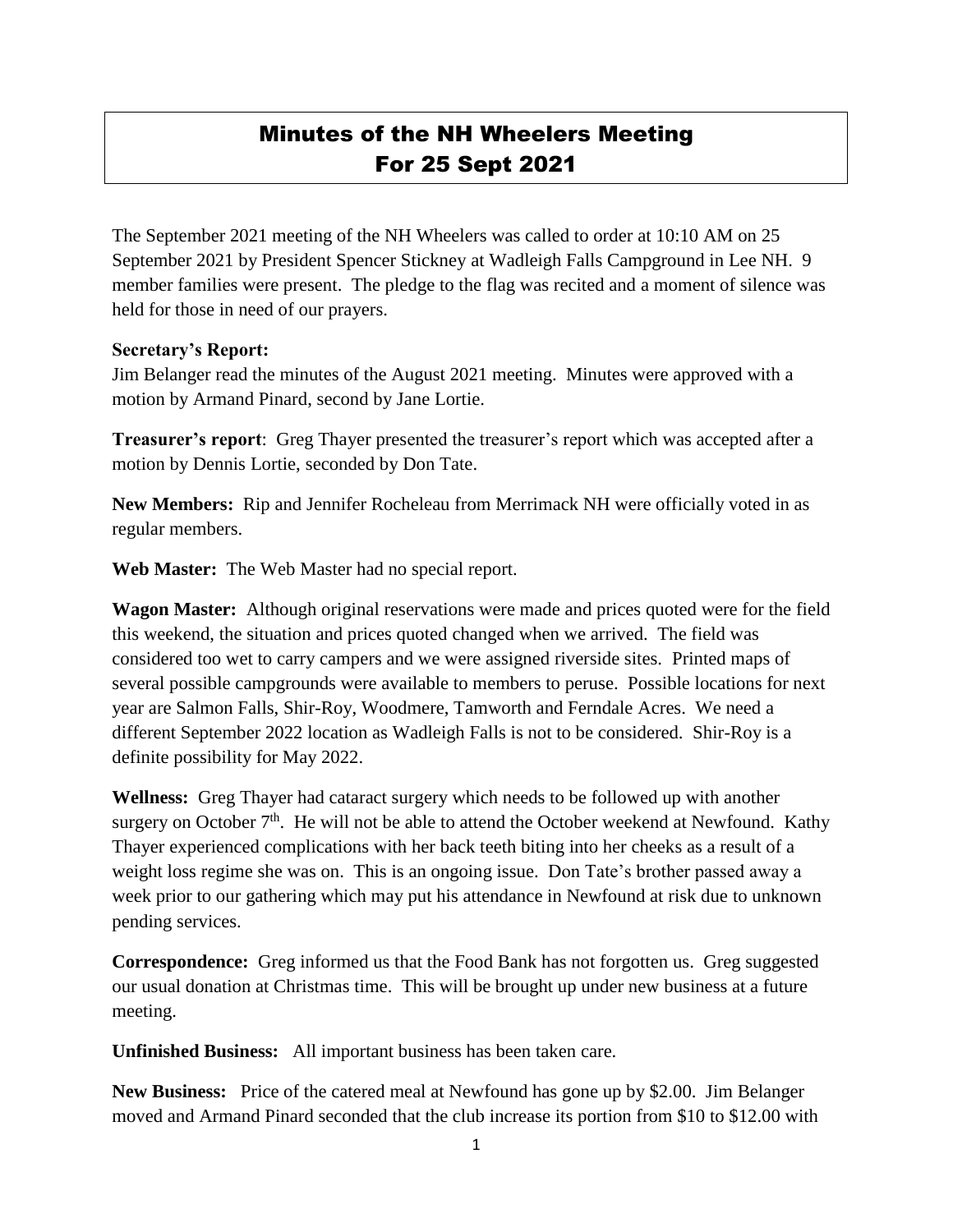# Minutes of the NH Wheelers Meeting For 25 Sept 2021

The September 2021 meeting of the NH Wheelers was called to order at 10:10 AM on 25 September 2021 by President Spencer Stickney at Wadleigh Falls Campground in Lee NH. 9 member families were present. The pledge to the flag was recited and a moment of silence was held for those in need of our prayers.

**Secretary's Report:**
Jim Belanger read the minutes of the August 2021 meeting. Minutes were approved with a motion by Armand Pinard, second by Jane Lortie.

**Treasurer's report**: Greg Thayer presented the treasurer's report which was accepted after a motion by Dennis Lortie, seconded by Don Tate.

**New Members:** Rip and Jennifer Rocheleau from Merrimack NH were officially voted in as regular members.

**Web Master:** The Web Master had no special report.

**Wagon Master:** Although original reservations were made and prices quoted were for the field this weekend, the situation and prices quoted changed when we arrived. The field was considered too wet to carry campers and we were assigned riverside sites. Printed maps of several possible campgrounds were available to members to peruse. Possible locations for next year are Salmon Falls, Shir-Roy, Woodmere, Tamworth and Ferndale Acres. We need a different September 2022 location as Wadleigh Falls is not to be considered. Shir-Roy is a definite possibility for May 2022.

**Wellness:** Greg Thayer had cataract surgery which needs to be followed up with another surgery on October 7th. He will not be able to attend the October weekend at Newfound. Kathy Thayer experienced complications with her back teeth biting into her cheeks as a result of a weight loss regime she was on. This is an ongoing issue. Don Tate's brother passed away a week prior to our gathering which may put his attendance in Newfound at risk due to unknown pending services.

**Correspondence:** Greg informed us that the Food Bank has not forgotten us. Greg suggested our usual donation at Christmas time. This will be brought up under new business at a future meeting.

**Unfinished Business:** All important business has been taken care.

**New Business:** Price of the catered meal at Newfound has gone up by $2.00. Jim Belanger moved and Armand Pinard seconded that the club increase its portion from $10 to $12.00 with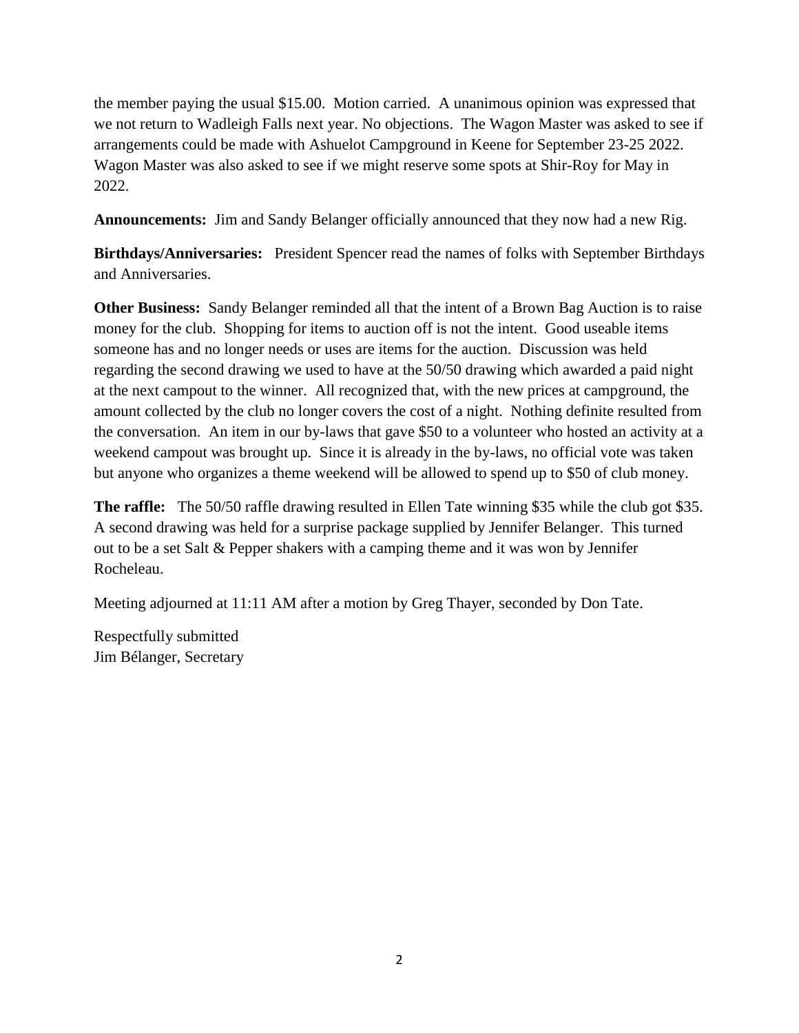the member paying the usual $15.00. Motion carried. A unanimous opinion was expressed that we not return to Wadleigh Falls next year. No objections. The Wagon Master was asked to see if arrangements could be made with Ashuelot Campground in Keene for September 23-25 2022. Wagon Master was also asked to see if we might reserve some spots at Shir-Roy for May in 2022.

**Announcements:** Jim and Sandy Belanger officially announced that they now had a new Rig.

**Birthdays/Anniversaries:** President Spencer read the names of folks with September Birthdays and Anniversaries.

**Other Business:** Sandy Belanger reminded all that the intent of a Brown Bag Auction is to raise money for the club. Shopping for items to auction off is not the intent. Good useable items someone has and no longer needs or uses are items for the auction. Discussion was held regarding the second drawing we used to have at the 50/50 drawing which awarded a paid night at the next campout to the winner. All recognized that, with the new prices at campground, the amount collected by the club no longer covers the cost of a night. Nothing definite resulted from the conversation. An item in our by-laws that gave $50 to a volunteer who hosted an activity at a weekend campout was brought up. Since it is already in the by-laws, no official vote was taken but anyone who organizes a theme weekend will be allowed to spend up to $50 of club money.

**The raffle:** The 50/50 raffle drawing resulted in Ellen Tate winning $35 while the club got $35. A second drawing was held for a surprise package supplied by Jennifer Belanger. This turned out to be a set Salt & Pepper shakers with a camping theme and it was won by Jennifer Rocheleau.

Meeting adjourned at 11:11 AM after a motion by Greg Thayer, seconded by Don Tate.

Respectfully submitted
Jim Bélanger, Secretary